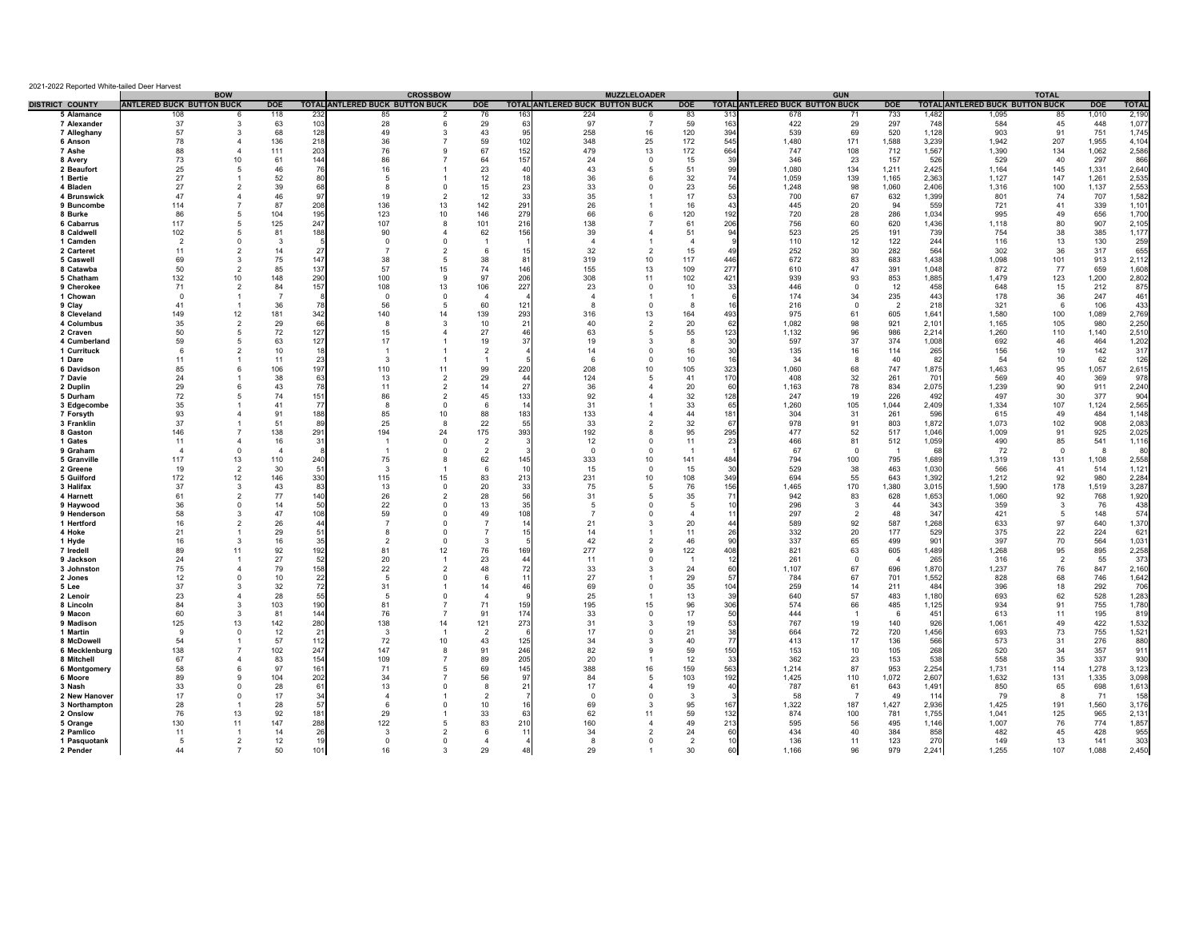2021-2022 Reported White-tailed Deer Harvest

| DISTRICT | COUNTY | BOW | | | | CROSSBOW | | | | MUZZLELOADER | | | | GUN | | | | TOTAL | | | |
|---|---|---|---|---|---|---|---|---|---|---|---|---|---|---|---|---|---|---|---|---|---|
| | | ANTLERED BUCK | BUTTON BUCK | DOE | TOTAL | ANTLERED BUCK | BUTTON BUCK | DOE | TOTAL | ANTLERED BUCK | BUTTON BUCK | DOE | TOTAL | ANTLERED BUCK | BUTTON BUCK | DOE | TOTAL | ANTLERED BUCK | BUTTON BUCK | DOE | TOTAL |
| 5 | Alamance | 108 | 6 | 118 | 232 | 85 | 2 | 76 | 163 | 224 | 6 | 83 | 313 | 678 | 71 | 733 | 1,482 | 1,095 | 85 | 1,010 | 2,190 |
| 7 | Alexander | 37 | 3 | 63 | 103 | 28 | 6 | 29 | 63 | 97 | 7 | 59 | 163 | 422 | 29 | 297 | 748 | 584 | 45 | 448 | 1,077 |
| 7 | Alleghany | 57 | 3 | 68 | 128 | 49 | 3 | 43 | 95 | 258 | 16 | 120 | 394 | 539 | 69 | 520 | 1,128 | 903 | 91 | 751 | 1,745 |
| 6 | Anson | 78 | 4 | 136 | 218 | 36 | 7 | 59 | 102 | 348 | 25 | 172 | 545 | 1,480 | 171 | 1,588 | 3,239 | 1,942 | 207 | 1,955 | 4,104 |
| 7 | Ashe | 88 | 4 | 111 | 203 | 76 | 9 | 67 | 152 | 479 | 13 | 172 | 664 | 747 | 108 | 712 | 1,567 | 1,390 | 134 | 1,062 | 2,586 |
| 8 | Avery | 73 | 10 | 61 | 144 | 86 | 7 | 64 | 157 | 24 | 0 | 15 | 39 | 346 | 23 | 157 | 526 | 529 | 40 | 297 | 866 |
| 2 | Beaufort | 25 | 5 | 46 | 76 | 16 | 1 | 23 | 40 | 43 | 5 | 51 | 99 | 1,080 | 134 | 1,211 | 2,425 | 1,164 | 145 | 1,331 | 2,640 |
| 1 | Bertie | 27 | 1 | 52 | 80 | 5 | 1 | 12 | 18 | 36 | 6 | 32 | 74 | 1,059 | 139 | 1,165 | 2,363 | 1,127 | 147 | 1,261 | 2,535 |
| 4 | Bladen | 27 | 2 | 39 | 68 | 8 | 0 | 15 | 23 | 33 | 0 | 23 | 56 | 1,248 | 98 | 1,060 | 2,406 | 1,316 | 100 | 1,137 | 2,553 |
| 4 | Brunswick | 47 | 4 | 46 | 97 | 19 | 2 | 12 | 33 | 35 | 1 | 17 | 53 | 700 | 67 | 632 | 1,399 | 801 | 74 | 707 | 1,582 |
| 9 | Buncombe | 114 | 7 | 87 | 208 | 136 | 13 | 142 | 291 | 26 | 1 | 16 | 43 | 445 | 20 | 94 | 559 | 721 | 41 | 339 | 1,101 |
| 8 | Burke | 86 | 5 | 104 | 195 | 123 | 10 | 146 | 279 | 66 | 6 | 120 | 192 | 720 | 28 | 286 | 1,034 | 995 | 49 | 656 | 1,700 |
| 6 | Cabarrus | 117 | 5 | 125 | 247 | 107 | 8 | 101 | 216 | 138 | 7 | 61 | 206 | 756 | 60 | 620 | 1,436 | 1,118 | 80 | 907 | 2,105 |
| 8 | Caldwell | 102 | 5 | 81 | 188 | 90 | 4 | 62 | 156 | 39 | 4 | 51 | 94 | 523 | 25 | 191 | 739 | 754 | 38 | 385 | 1,177 |
| 1 | Camden | 2 | 0 | 3 | 5 | 0 | 0 | 1 | 1 | 4 | 1 | 4 | 9 | 110 | 12 | 122 | 244 | 116 | 13 | 130 | 259 |
| 2 | Carteret | 11 | 2 | 14 | 27 | 7 | 2 | 6 | 15 | 32 | 2 | 15 | 49 | 252 | 30 | 282 | 564 | 302 | 36 | 317 | 655 |
| 5 | Caswell | 69 | 3 | 75 | 147 | 38 | 5 | 38 | 81 | 319 | 10 | 117 | 446 | 672 | 83 | 683 | 1,438 | 1,098 | 101 | 913 | 2,112 |
| 8 | Catawba | 50 | 2 | 85 | 137 | 57 | 15 | 74 | 146 | 155 | 13 | 109 | 277 | 610 | 47 | 391 | 1,048 | 872 | 77 | 659 | 1,608 |
| 5 | Chatham | 132 | 10 | 148 | 290 | 100 | 9 | 97 | 206 | 308 | 11 | 102 | 421 | 939 | 93 | 853 | 1,885 | 1,479 | 123 | 1,200 | 2,802 |
| 9 | Cherokee | 71 | 2 | 84 | 157 | 108 | 13 | 106 | 227 | 23 | 0 | 10 | 33 | 446 | 0 | 12 | 458 | 648 | 15 | 212 | 875 |
| 1 | Chowan | 0 | 1 | 7 | 8 | 0 | 0 | 4 | 4 | 4 | 1 | 1 | 6 | 174 | 34 | 235 | 443 | 178 | 36 | 247 | 461 |
| 9 | Clay | 41 | 1 | 36 | 78 | 56 | 5 | 60 | 121 | 8 | 0 | 8 | 16 | 216 | 0 | 2 | 218 | 321 | 6 | 106 | 433 |
| 8 | Cleveland | 149 | 12 | 181 | 342 | 140 | 14 | 139 | 293 | 316 | 13 | 164 | 493 | 975 | 61 | 605 | 1,641 | 1,580 | 100 | 1,089 | 2,769 |
| 4 | Columbus | 35 | 2 | 29 | 66 | 8 | 3 | 10 | 21 | 40 | 2 | 20 | 62 | 1,082 | 98 | 921 | 2,101 | 1,165 | 105 | 980 | 2,250 |
| 2 | Craven | 50 | 5 | 72 | 127 | 15 | 4 | 27 | 46 | 63 | 5 | 55 | 123 | 1,132 | 96 | 986 | 2,214 | 1,260 | 110 | 1,140 | 2,510 |
| 4 | Cumberland | 59 | 5 | 63 | 127 | 17 | 1 | 19 | 37 | 19 | 3 | 8 | 30 | 597 | 37 | 374 | 1,008 | 692 | 46 | 464 | 1,202 |
| 1 | Currituck | 6 | 2 | 10 | 18 | 1 | 1 | 2 | 4 | 14 | 0 | 16 | 30 | 135 | 16 | 114 | 265 | 156 | 19 | 142 | 317 |
| 1 | Dare | 11 | 1 | 11 | 23 | 3 | 1 | 1 | 5 | 6 | 0 | 10 | 16 | 34 | 8 | 40 | 82 | 54 | 10 | 62 | 126 |
| 6 | Davidson | 85 | 6 | 106 | 197 | 110 | 11 | 99 | 220 | 208 | 10 | 105 | 323 | 1,060 | 68 | 747 | 1,875 | 1,463 | 95 | 1,057 | 2,615 |
| 7 | Davie | 24 | 1 | 38 | 63 | 13 | 2 | 29 | 44 | 124 | 5 | 41 | 170 | 408 | 32 | 261 | 701 | 569 | 40 | 369 | 978 |
| 2 | Duplin | 29 | 6 | 43 | 78 | 11 | 2 | 14 | 27 | 36 | 4 | 20 | 60 | 1,163 | 78 | 834 | 2,075 | 1,239 | 90 | 911 | 2,240 |
| 5 | Durham | 72 | 5 | 74 | 151 | 86 | 2 | 45 | 133 | 92 | 4 | 32 | 128 | 247 | 19 | 226 | 492 | 497 | 30 | 377 | 904 |
| 3 | Edgecombe | 35 | 1 | 41 | 77 | 8 | 0 | 6 | 14 | 31 | 1 | 33 | 65 | 1,260 | 105 | 1,044 | 2,409 | 1,334 | 107 | 1,124 | 2,565 |
| 7 | Forsyth | 93 | 4 | 91 | 188 | 85 | 10 | 88 | 183 | 133 | 4 | 44 | 181 | 304 | 31 | 261 | 596 | 615 | 49 | 484 | 1,148 |
| 3 | Franklin | 37 | 1 | 51 | 89 | 25 | 8 | 22 | 55 | 33 | 2 | 32 | 67 | 978 | 91 | 803 | 1,872 | 1,073 | 102 | 908 | 2,083 |
| 8 | Gaston | 146 | 7 | 138 | 291 | 194 | 24 | 175 | 393 | 192 | 8 | 95 | 295 | 477 | 52 | 517 | 1,046 | 1,009 | 91 | 925 | 2,025 |
| 1 | Gates | 11 | 4 | 16 | 31 | 1 | 0 | 2 | 3 | 12 | 0 | 11 | 23 | 466 | 81 | 512 | 1,059 | 490 | 85 | 541 | 1,116 |
| 9 | Graham | 4 | 0 | 4 | 8 | 1 | 0 | 2 | 3 | 0 | 0 | 1 | 1 | 67 | 0 | 1 | 68 | 72 | 0 | 8 | 80 |
| 5 | Granville | 117 | 13 | 110 | 240 | 75 | 8 | 62 | 145 | 333 | 10 | 141 | 484 | 794 | 100 | 795 | 1,689 | 1,319 | 131 | 1,108 | 2,558 |
| 2 | Greene | 19 | 2 | 30 | 51 | 3 | 1 | 6 | 10 | 15 | 0 | 15 | 30 | 529 | 38 | 463 | 1,030 | 566 | 41 | 514 | 1,121 |
| 5 | Guilford | 172 | 12 | 146 | 330 | 115 | 15 | 83 | 213 | 231 | 10 | 108 | 349 | 694 | 55 | 643 | 1,392 | 1,212 | 92 | 980 | 2,284 |
| 3 | Halifax | 37 | 3 | 43 | 83 | 13 | 0 | 20 | 33 | 75 | 5 | 76 | 156 | 1,465 | 170 | 1,380 | 3,015 | 1,590 | 178 | 1,519 | 3,287 |
| 4 | Harnett | 61 | 2 | 77 | 140 | 26 | 2 | 28 | 56 | 31 | 5 | 35 | 71 | 942 | 83 | 628 | 1,653 | 1,060 | 92 | 768 | 1,920 |
| 9 | Haywood | 36 | 0 | 14 | 50 | 22 | 0 | 13 | 35 | 5 | 0 | 5 | 10 | 296 | 3 | 44 | 343 | 359 | 3 | 76 | 438 |
| 9 | Henderson | 58 | 3 | 47 | 108 | 59 | 0 | 49 | 108 | 7 | 0 | 4 | 11 | 297 | 2 | 48 | 347 | 421 | 5 | 148 | 574 |
| 1 | Hertford | 16 | 2 | 26 | 44 | 7 | 0 | 7 | 14 | 21 | 3 | 20 | 44 | 589 | 92 | 587 | 1,268 | 633 | 97 | 640 | 1,370 |
| 4 | Hoke | 21 | 1 | 29 | 51 | 8 | 0 | 7 | 15 | 14 | 1 | 11 | 26 | 332 | 20 | 177 | 529 | 375 | 22 | 224 | 621 |
| 1 | Hyde | 16 | 3 | 16 | 35 | 2 | 0 | 3 | 5 | 42 | 2 | 46 | 90 | 337 | 65 | 499 | 901 | 397 | 70 | 564 | 1,031 |
| 7 | Iredell | 89 | 11 | 92 | 192 | 81 | 12 | 76 | 169 | 277 | 9 | 122 | 408 | 821 | 63 | 605 | 1,489 | 1,268 | 95 | 895 | 2,258 |
| 9 | Jackson | 24 | 1 | 27 | 52 | 20 | 1 | 23 | 44 | 11 | 0 | 1 | 12 | 261 | 0 | 4 | 265 | 316 | 2 | 55 | 373 |
| 3 | Johnston | 75 | 4 | 79 | 158 | 22 | 2 | 48 | 72 | 33 | 3 | 24 | 60 | 1,107 | 67 | 696 | 1,870 | 1,237 | 76 | 847 | 2,160 |
| 2 | Jones | 12 | 0 | 10 | 22 | 5 | 0 | 6 | 11 | 27 | 1 | 29 | 57 | 784 | 67 | 701 | 1,552 | 828 | 68 | 746 | 1,642 |
| 5 | Lee | 37 | 3 | 32 | 72 | 31 | 1 | 14 | 46 | 69 | 0 | 35 | 104 | 259 | 14 | 211 | 484 | 396 | 18 | 292 | 706 |
| 2 | Lenoir | 23 | 4 | 28 | 55 | 5 | 0 | 4 | 9 | 25 | 1 | 13 | 39 | 640 | 57 | 483 | 1,180 | 693 | 62 | 528 | 1,283 |
| 8 | Lincoln | 84 | 3 | 103 | 190 | 81 | 7 | 71 | 159 | 195 | 15 | 96 | 306 | 574 | 66 | 485 | 1,125 | 934 | 91 | 755 | 1,780 |
| 9 | Macon | 60 | 3 | 81 | 144 | 76 | 7 | 91 | 174 | 33 | 0 | 17 | 50 | 444 | 1 | 6 | 451 | 613 | 11 | 195 | 819 |
| 9 | Madison | 125 | 13 | 142 | 280 | 138 | 14 | 121 | 273 | 31 | 3 | 19 | 53 | 767 | 19 | 140 | 926 | 1,061 | 49 | 422 | 1,532 |
| 1 | Martin | 9 | 0 | 12 | 21 | 3 | 1 | 2 | 6 | 17 | 0 | 21 | 38 | 664 | 72 | 720 | 1,456 | 693 | 73 | 755 | 1,521 |
| 8 | McDowell | 54 | 1 | 57 | 112 | 72 | 10 | 43 | 125 | 34 | 3 | 40 | 77 | 413 | 17 | 136 | 566 | 573 | 31 | 276 | 880 |
| 6 | Mecklenburg | 138 | 7 | 102 | 247 | 147 | 8 | 91 | 246 | 82 | 9 | 59 | 150 | 153 | 10 | 105 | 268 | 520 | 34 | 357 | 911 |
| 8 | Mitchell | 67 | 4 | 83 | 154 | 109 | 7 | 89 | 205 | 20 | 1 | 12 | 33 | 362 | 23 | 153 | 538 | 558 | 35 | 337 | 930 |
| 6 | Montgomery | 58 | 6 | 97 | 161 | 71 | 5 | 69 | 145 | 388 | 16 | 159 | 563 | 1,214 | 87 | 953 | 2,254 | 1,731 | 114 | 1,278 | 3,123 |
| 6 | Moore | 89 | 9 | 104 | 202 | 34 | 7 | 56 | 97 | 84 | 5 | 103 | 192 | 1,425 | 110 | 1,072 | 2,607 | 1,632 | 131 | 1,335 | 3,098 |
| 3 | Nash | 33 | 0 | 28 | 61 | 13 | 0 | 8 | 21 | 17 | 4 | 19 | 40 | 787 | 61 | 643 | 1,491 | 850 | 65 | 698 | 1,613 |
| 2 | New Hanover | 17 | 0 | 17 | 34 | 4 | 1 | 2 | 7 | 0 | 0 | 3 | 3 | 58 | 7 | 49 | 114 | 79 | 8 | 71 | 158 |
| 3 | Northampton | 28 | 1 | 28 | 57 | 6 | 0 | 10 | 16 | 69 | 3 | 95 | 167 | 1,322 | 187 | 1,427 | 2,936 | 1,425 | 191 | 1,560 | 3,176 |
| 2 | Onslow | 76 | 13 | 92 | 181 | 29 | 1 | 33 | 63 | 62 | 11 | 59 | 132 | 874 | 100 | 781 | 1,755 | 1,041 | 125 | 965 | 2,131 |
| 5 | Orange | 130 | 11 | 147 | 288 | 122 | 5 | 83 | 210 | 160 | 4 | 49 | 213 | 595 | 56 | 495 | 1,146 | 1,007 | 76 | 774 | 1,857 |
| 2 | Pamlico | 11 | 1 | 14 | 26 | 3 | 2 | 6 | 11 | 34 | 2 | 24 | 60 | 434 | 40 | 384 | 858 | 482 | 45 | 428 | 955 |
| 1 | Pasquotank | 5 | 2 | 12 | 19 | 0 | 0 | 4 | 4 | 8 | 0 | 2 | 10 | 136 | 11 | 123 | 270 | 149 | 13 | 141 | 303 |
| 2 | Pender | 44 | 7 | 50 | 101 | 16 | 3 | 29 | 48 | 29 | 1 | 30 | 60 | 1,166 | 96 | 979 | 2,241 | 1,255 | 107 | 1,088 | 2,450 |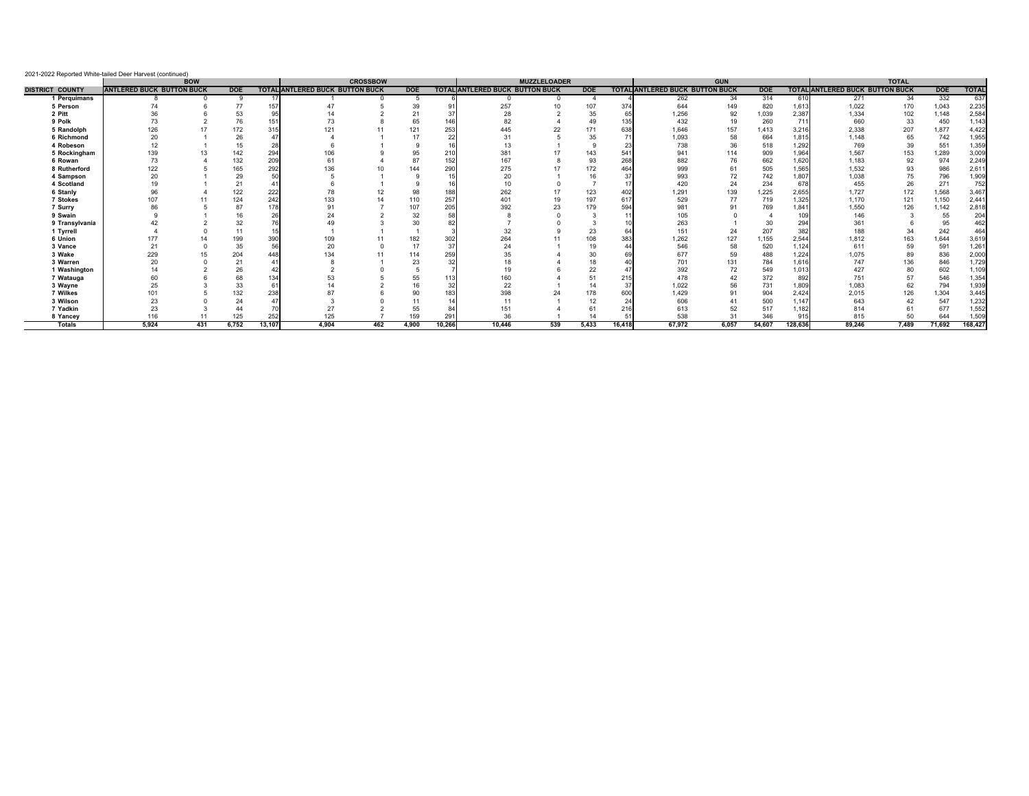2021-2022 Reported White-tailed Deer Harvest (continued)

| | | BOW | | | | CROSSBOW | | | | MUZZLELOADER | | | | GUN | | | | TOTAL | | | |
|---|---|---|---|---|---|---|---|---|---|---|---|---|---|---|---|---|---|---|---|---|---|
| DISTRICT | COUNTY | ANTLERED BUCK | BUTTON BUCK | DOE | TOTAL | ANTLERED BUCK | BUTTON BUCK | DOE | TOTAL | ANTLERED BUCK | BUTTON BUCK | DOE | TOTAL | ANTLERED BUCK | BUTTON BUCK | DOE | TOTAL | ANTLERED BUCK | BUTTON BUCK | DOE | TOTAL |
| 1 | Perquimans | 8 | 0 | 9 | 17 | 1 | 0 | 5 | 6 | 0 | 0 | 4 | 4 | 262 | 34 | 314 | 610 | 271 | 34 | 332 | 637 |
| 5 | Person | 74 | 6 | 77 | 157 | 47 | 5 | 39 | 91 | 257 | 10 | 107 | 374 | 644 | 149 | 820 | 1,613 | 1,022 | 170 | 1,043 | 2,235 |
| 2 | Pitt | 36 | 6 | 53 | 95 | 14 | 2 | 21 | 37 | 28 | 2 | 35 | 65 | 1,256 | 92 | 1,039 | 2,387 | 1,334 | 102 | 1,148 | 2,584 |
| 9 | Polk | 73 | 2 | 76 | 151 | 73 | 8 | 65 | 146 | 82 | 4 | 49 | 135 | 432 | 19 | 260 | 711 | 660 | 33 | 450 | 1,143 |
| 5 | Randolph | 126 | 17 | 172 | 315 | 121 | 11 | 121 | 253 | 445 | 22 | 171 | 638 | 1,646 | 157 | 1,413 | 3,216 | 2,338 | 207 | 1,877 | 4,422 |
| 6 | Richmond | 20 | 1 | 26 | 47 | 4 | 1 | 17 | 22 | 31 | 5 | 35 | 71 | 1,093 | 58 | 664 | 1,815 | 1,148 | 65 | 742 | 1,955 |
| 4 | Robeson | 12 | 1 | 15 | 28 | 6 | 1 | 9 | 16 | 13 | 1 | 9 | 23 | 738 | 36 | 518 | 1,292 | 769 | 39 | 551 | 1,359 |
| 5 | Rockingham | 139 | 13 | 142 | 294 | 106 | 9 | 95 | 210 | 381 | 17 | 143 | 541 | 941 | 114 | 909 | 1,964 | 1,567 | 153 | 1,289 | 3,009 |
| 6 | Rowan | 73 | 4 | 132 | 209 | 61 | 4 | 87 | 152 | 167 | 8 | 93 | 268 | 882 | 76 | 662 | 1,620 | 1,183 | 92 | 974 | 2,249 |
| 8 | Rutherford | 122 | 5 | 165 | 292 | 136 | 10 | 144 | 290 | 275 | 17 | 172 | 464 | 999 | 61 | 505 | 1,565 | 1,532 | 93 | 986 | 2,611 |
| 4 | Sampson | 20 | 1 | 29 | 50 | 5 | 1 | 9 | 15 | 20 | 1 | 16 | 37 | 993 | 72 | 742 | 1,807 | 1,038 | 75 | 796 | 1,909 |
| 4 | Scotland | 19 | 1 | 21 | 41 | 6 | 1 | 9 | 16 | 10 | 0 | 7 | 17 | 420 | 24 | 234 | 678 | 455 | 26 | 271 | 752 |
| 6 | Stanly | 96 | 4 | 122 | 222 | 78 | 12 | 98 | 188 | 262 | 17 | 123 | 402 | 1,291 | 139 | 1,225 | 2,655 | 1,727 | 172 | 1,568 | 3,467 |
| 7 | Stokes | 107 | 11 | 124 | 242 | 133 | 14 | 110 | 257 | 401 | 19 | 197 | 617 | 529 | 77 | 719 | 1,325 | 1,170 | 121 | 1,150 | 2,441 |
| 7 | Surry | 86 | 5 | 87 | 178 | 91 | 7 | 107 | 205 | 392 | 23 | 179 | 594 | 981 | 91 | 769 | 1,841 | 1,550 | 126 | 1,142 | 2,818 |
| 9 | Swain | 9 | 1 | 16 | 26 | 24 | 2 | 32 | 58 | 8 | 0 | 3 | 11 | 105 | 0 | 4 | 109 | 146 | 3 | 55 | 204 |
| 9 | Transylvania | 42 | 2 | 32 | 76 | 49 | 3 | 30 | 82 | 7 | 0 | 3 | 10 | 263 | 1 | 30 | 294 | 361 | 6 | 95 | 462 |
| 1 | Tyrrell | 4 | 0 | 11 | 15 | 1 | 1 | 1 | 3 | 32 | 9 | 23 | 64 | 151 | 24 | 207 | 382 | 188 | 34 | 242 | 464 |
| 6 | Union | 177 | 14 | 199 | 390 | 109 | 11 | 182 | 302 | 264 | 11 | 108 | 383 | 1,262 | 127 | 1,155 | 2,544 | 1,812 | 163 | 1,644 | 3,619 |
| 3 | Vance | 21 | 0 | 35 | 56 | 20 | 0 | 17 | 37 | 24 | 1 | 19 | 44 | 546 | 58 | 520 | 1,124 | 611 | 59 | 591 | 1,261 |
| 3 | Wake | 229 | 15 | 204 | 448 | 134 | 11 | 114 | 259 | 35 | 4 | 30 | 69 | 677 | 59 | 488 | 1,224 | 1,075 | 89 | 836 | 2,000 |
| 3 | Warren | 20 | 0 | 21 | 41 | 8 | 1 | 23 | 32 | 18 | 4 | 18 | 40 | 701 | 131 | 784 | 1,616 | 747 | 136 | 846 | 1,729 |
| 1 | Washington | 14 | 2 | 26 | 42 | 2 | 0 | 5 | 7 | 19 | 6 | 22 | 47 | 392 | 72 | 549 | 1,013 | 427 | 80 | 602 | 1,109 |
| 7 | Watauga | 60 | 6 | 68 | 134 | 53 | 5 | 55 | 113 | 160 | 4 | 51 | 215 | 478 | 42 | 372 | 892 | 751 | 57 | 546 | 1,354 |
| 3 | Wayne | 25 | 3 | 33 | 61 | 14 | 2 | 16 | 32 | 22 | 1 | 14 | 37 | 1,022 | 56 | 731 | 1,809 | 1,083 | 62 | 794 | 1,939 |
| 7 | Wilkes | 101 | 5 | 132 | 238 | 87 | 6 | 90 | 183 | 398 | 24 | 178 | 600 | 1,429 | 91 | 904 | 2,424 | 2,015 | 126 | 1,304 | 3,445 |
| 3 | Wilson | 23 | 0 | 24 | 47 | 3 | 0 | 11 | 14 | 11 | 1 | 12 | 24 | 606 | 41 | 500 | 1,147 | 643 | 42 | 547 | 1,232 |
| 7 | Yadkin | 23 | 3 | 44 | 70 | 27 | 2 | 55 | 84 | 151 | 4 | 61 | 216 | 613 | 52 | 517 | 1,182 | 814 | 61 | 677 | 1,552 |
| 8 | Yancey | 116 | 11 | 125 | 252 | 125 | 7 | 159 | 291 | 36 | 1 | 14 | 51 | 538 | 31 | 346 | 915 | 815 | 50 | 644 | 1,509 |
| | Totals | 5,924 | 431 | 6,752 | 13,107 | 4,904 | 462 | 4,900 | 10,266 | 10,446 | 539 | 5,433 | 16,418 | 67,972 | 6,057 | 54,607 | 128,636 | 89,246 | 7,489 | 71,692 | 168,427 |